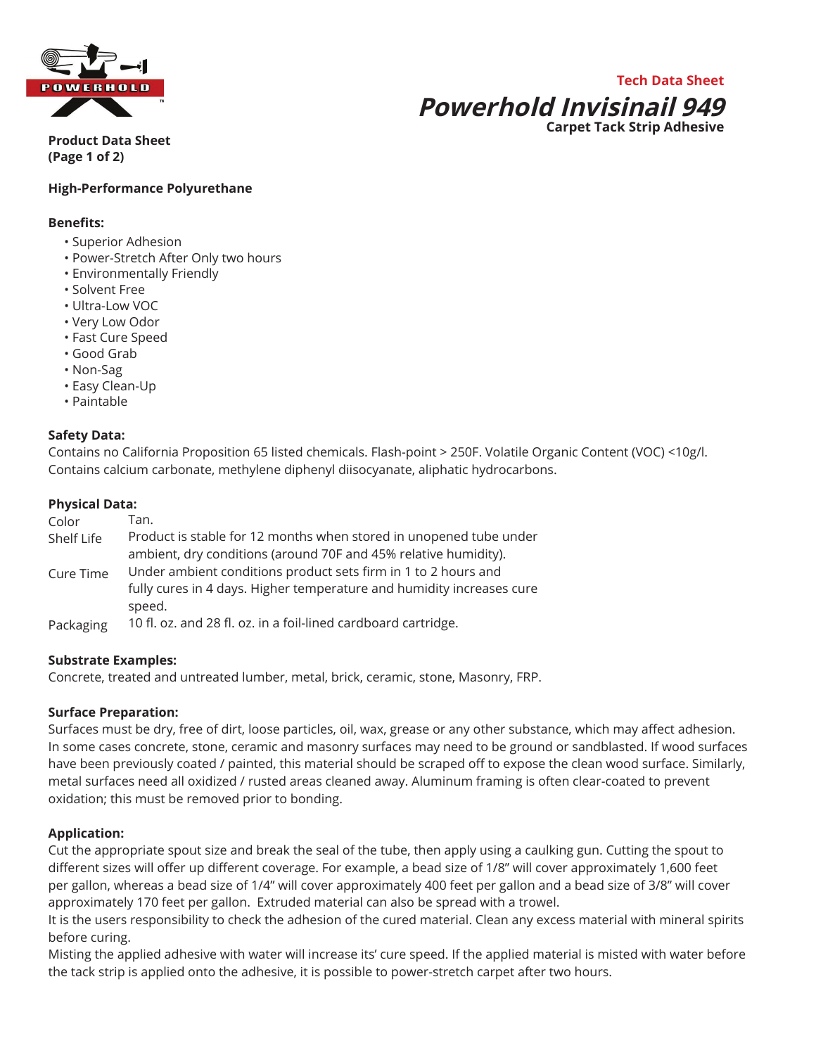POWERHOLD

Tech Data Sheet

# Powerhold Invisinail 949

**Carpet Tack Strip Adhesive**

**Product Data Sheet**
**(Page 1 of 2)**

**High-Performance Polyurethane**

**Benefits:**

- Superior Adhesion
- Power-Stretch After Only two hours
- Environmentally Friendly
- Solvent Free
- Ultra-Low VOC
- Very Low Odor
- Fast Cure Speed
- Good Grab
- Non-Sag
- Easy Clean-Up
- Paintable

**Safety Data:**

Contains no California Proposition 65 listed chemicals. Flash-point > 250F. Volatile Organic Content (VOC) <10g/l. Contains calcium carbonate, methylene diphenyl diisocyanate, aliphatic hydrocarbons.

**Physical Data:**

| | |
|---|---|
| Color | Tan. |
| Shelf Life | Product is stable for 12 months when stored in unopened tube under ambient, dry conditions (around 70F and 45% relative humidity). |
| Cure Time | Under ambient conditions product sets firm in 1 to 2 hours and fully cures in 4 days. Higher temperature and humidity increases cure speed. |
| Packaging | 10 fl. oz. and 28 fl. oz. in a foil-lined cardboard cartridge. |

**Substrate Examples:**

Concrete, treated and untreated lumber, metal, brick, ceramic, stone, Masonry, FRP.

**Surface Preparation:**

Surfaces must be dry, free of dirt, loose particles, oil, wax, grease or any other substance, which may affect adhesion. In some cases concrete, stone, ceramic and masonry surfaces may need to be ground or sandblasted. If wood surfaces have been previously coated / painted, this material should be scraped off to expose the clean wood surface. Similarly, metal surfaces need all oxidized / rusted areas cleaned away. Aluminum framing is often clear-coated to prevent oxidation; this must be removed prior to bonding.

**Application:**

Cut the appropriate spout size and break the seal of the tube, then apply using a caulking gun. Cutting the spout to different sizes will offer up different coverage. For example, a bead size of 1/8" will cover approximately 1,600 feet per gallon, whereas a bead size of 1/4" will cover approximately 400 feet per gallon and a bead size of 3/8" will cover approximately 170 feet per gallon. Extruded material can also be spread with a trowel.

It is the users responsibility to check the adhesion of the cured material. Clean any excess material with mineral spirits before curing.

Misting the applied adhesive with water will increase its' cure speed. If the applied material is misted with water before the tack strip is applied onto the adhesive, it is possible to power-stretch carpet after two hours.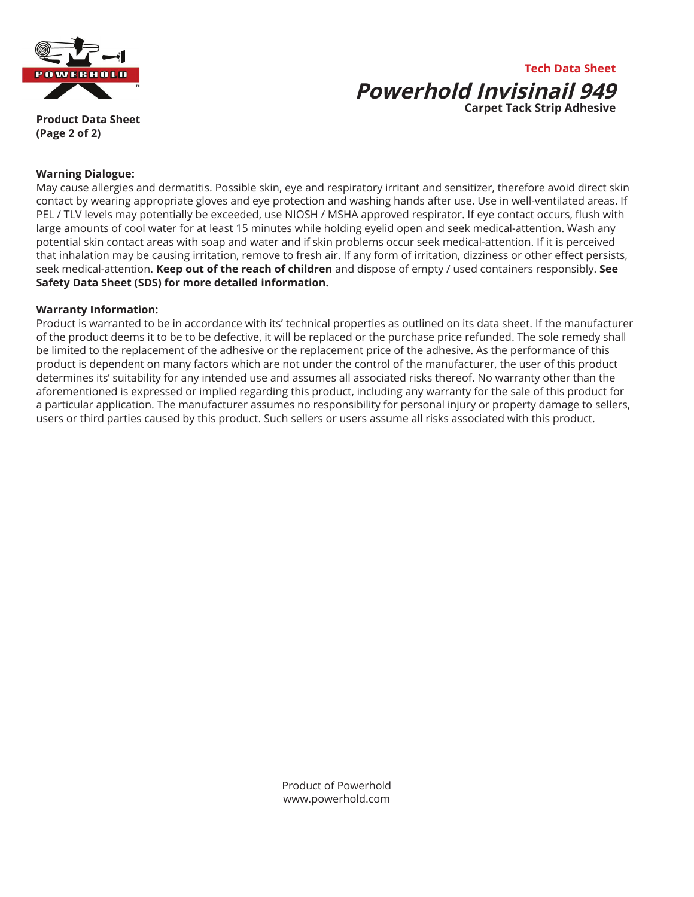Tech Data Sheet

# Powerhold Invisinail 949

**Carpet Tack Strip Adhesive**

**Product Data Sheet (Page 2 of 2)**

**Warning Dialogue:**
May cause allergies and dermatitis. Possible skin, eye and respiratory irritant and sensitizer, therefore avoid direct skin contact by wearing appropriate gloves and eye protection and washing hands after use. Use in well-ventilated areas. If PEL / TLV levels may potentially be exceeded, use NIOSH / MSHA approved respirator. If eye contact occurs, flush with large amounts of cool water for at least 15 minutes while holding eyelid open and seek medical-attention. Wash any potential skin contact areas with soap and water and if skin problems occur seek medical-attention. If it is perceived that inhalation may be causing irritation, remove to fresh air. If any form of irritation, dizziness or other effect persists, seek medical-attention. **Keep out of the reach of children** and dispose of empty / used containers responsibly. **See Safety Data Sheet (SDS) for more detailed information.**

**Warranty Information:**
Product is warranted to be in accordance with its' technical properties as outlined on its data sheet. If the manufacturer of the product deems it to be to be defective, it will be replaced or the purchase price refunded. The sole remedy shall be limited to the replacement of the adhesive or the replacement price of the adhesive. As the performance of this product is dependent on many factors which are not under the control of the manufacturer, the user of this product determines its' suitability for any intended use and assumes all associated risks thereof. No warranty other than the aforementioned is expressed or implied regarding this product, including any warranty for the sale of this product for a particular application. The manufacturer assumes no responsibility for personal injury or property damage to sellers, users or third parties caused by this product. Such sellers or users assume all risks associated with this product.

Product of Powerhold
www.powerhold.com